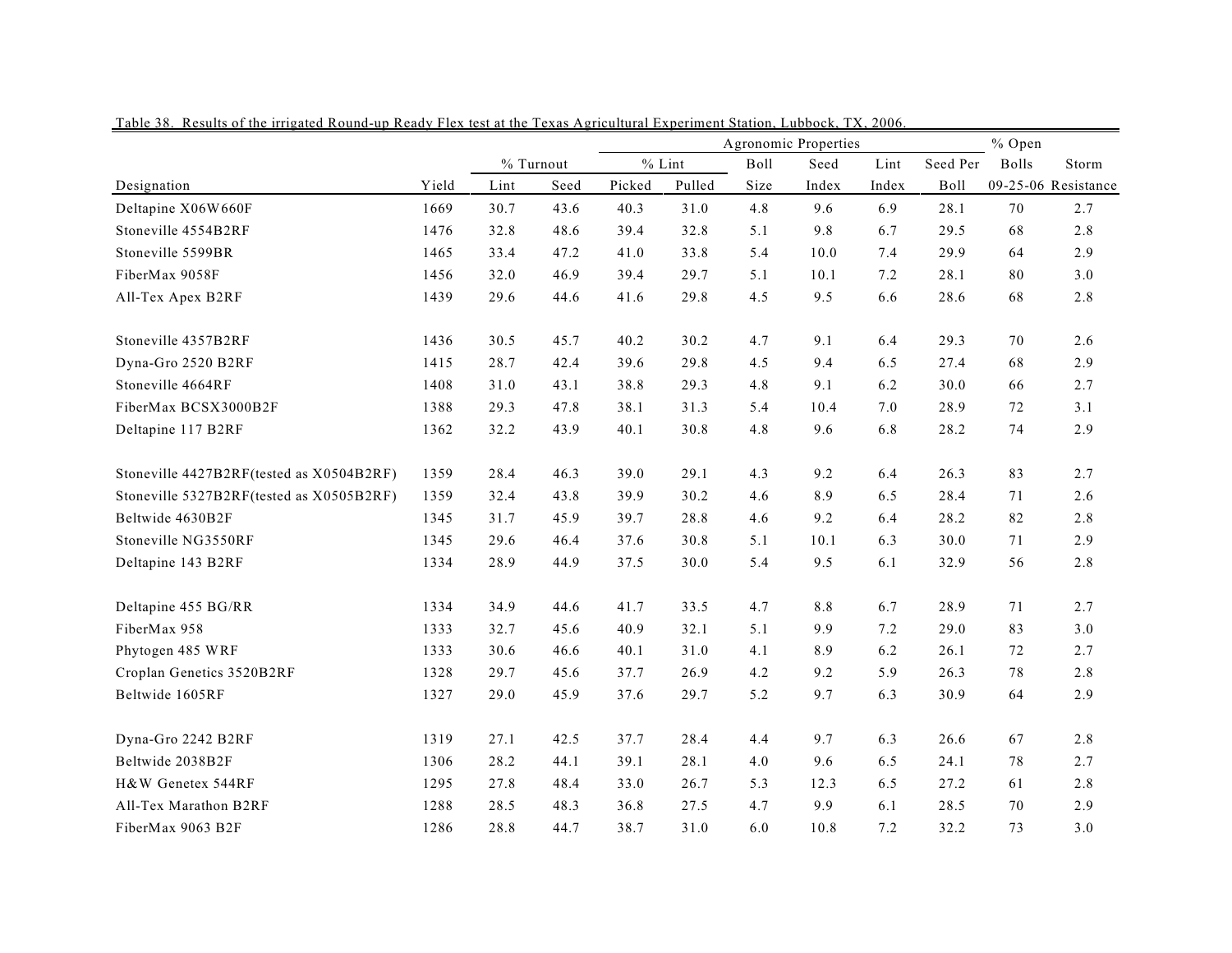Table 38. Results of the irrigated Round-up Ready Flex test at the Texas Agricultural Experiment Station, Lubbock, TX, 2006.

| | | | | Agronomic Properties | | | | | | % Open | |
|---|---|---|---|---|---|---|---|---|---|---|---|
| | | % Turnout | | % Lint | | Boll | Seed | Lint | Seed Per | Bolls | Storm |
| Designation | Yield | Lint | Seed | Picked | Pulled | Size | Index | Index | Boll | 09-25-06 | Resistance |
| Deltapine X06W660F | 1669 | 30.7 | 43.6 | 40.3 | 31.0 | 4.8 | 9.6 | 6.9 | 28.1 | 70 | 2.7 |
| Stoneville 4554B2RF | 1476 | 32.8 | 48.6 | 39.4 | 32.8 | 5.1 | 9.8 | 6.7 | 29.5 | 68 | 2.8 |
| Stoneville 5599BR | 1465 | 33.4 | 47.2 | 41.0 | 33.8 | 5.4 | 10.0 | 7.4 | 29.9 | 64 | 2.9 |
| FiberMax 9058F | 1456 | 32.0 | 46.9 | 39.4 | 29.7 | 5.1 | 10.1 | 7.2 | 28.1 | 80 | 3.0 |
| All-Tex Apex B2RF | 1439 | 29.6 | 44.6 | 41.6 | 29.8 | 4.5 | 9.5 | 6.6 | 28.6 | 68 | 2.8 |
| Stoneville 4357B2RF | 1436 | 30.5 | 45.7 | 40.2 | 30.2 | 4.7 | 9.1 | 6.4 | 29.3 | 70 | 2.6 |
| Dyna-Gro 2520 B2RF | 1415 | 28.7 | 42.4 | 39.6 | 29.8 | 4.5 | 9.4 | 6.5 | 27.4 | 68 | 2.9 |
| Stoneville 4664RF | 1408 | 31.0 | 43.1 | 38.8 | 29.3 | 4.8 | 9.1 | 6.2 | 30.0 | 66 | 2.7 |
| FiberMax BCSX3000B2F | 1388 | 29.3 | 47.8 | 38.1 | 31.3 | 5.4 | 10.4 | 7.0 | 28.9 | 72 | 3.1 |
| Deltapine 117 B2RF | 1362 | 32.2 | 43.9 | 40.1 | 30.8 | 4.8 | 9.6 | 6.8 | 28.2 | 74 | 2.9 |
| Stoneville 4427B2RF(tested as X0504B2RF) | 1359 | 28.4 | 46.3 | 39.0 | 29.1 | 4.3 | 9.2 | 6.4 | 26.3 | 83 | 2.7 |
| Stoneville 5327B2RF(tested as X0505B2RF) | 1359 | 32.4 | 43.8 | 39.9 | 30.2 | 4.6 | 8.9 | 6.5 | 28.4 | 71 | 2.6 |
| Beltwide 4630B2F | 1345 | 31.7 | 45.9 | 39.7 | 28.8 | 4.6 | 9.2 | 6.4 | 28.2 | 82 | 2.8 |
| Stoneville NG3550RF | 1345 | 29.6 | 46.4 | 37.6 | 30.8 | 5.1 | 10.1 | 6.3 | 30.0 | 71 | 2.9 |
| Deltapine 143 B2RF | 1334 | 28.9 | 44.9 | 37.5 | 30.0 | 5.4 | 9.5 | 6.1 | 32.9 | 56 | 2.8 |
| Deltapine 455 BG/RR | 1334 | 34.9 | 44.6 | 41.7 | 33.5 | 4.7 | 8.8 | 6.7 | 28.9 | 71 | 2.7 |
| FiberMax 958 | 1333 | 32.7 | 45.6 | 40.9 | 32.1 | 5.1 | 9.9 | 7.2 | 29.0 | 83 | 3.0 |
| Phytogen 485 WRF | 1333 | 30.6 | 46.6 | 40.1 | 31.0 | 4.1 | 8.9 | 6.2 | 26.1 | 72 | 2.7 |
| Croplan Genetics 3520B2RF | 1328 | 29.7 | 45.6 | 37.7 | 26.9 | 4.2 | 9.2 | 5.9 | 26.3 | 78 | 2.8 |
| Beltwide 1605RF | 1327 | 29.0 | 45.9 | 37.6 | 29.7 | 5.2 | 9.7 | 6.3 | 30.9 | 64 | 2.9 |
| Dyna-Gro 2242 B2RF | 1319 | 27.1 | 42.5 | 37.7 | 28.4 | 4.4 | 9.7 | 6.3 | 26.6 | 67 | 2.8 |
| Beltwide 2038B2F | 1306 | 28.2 | 44.1 | 39.1 | 28.1 | 4.0 | 9.6 | 6.5 | 24.1 | 78 | 2.7 |
| H&W Genetex 544RF | 1295 | 27.8 | 48.4 | 33.0 | 26.7 | 5.3 | 12.3 | 6.5 | 27.2 | 61 | 2.8 |
| All-Tex Marathon B2RF | 1288 | 28.5 | 48.3 | 36.8 | 27.5 | 4.7 | 9.9 | 6.1 | 28.5 | 70 | 2.9 |
| FiberMax 9063 B2F | 1286 | 28.8 | 44.7 | 38.7 | 31.0 | 6.0 | 10.8 | 7.2 | 32.2 | 73 | 3.0 |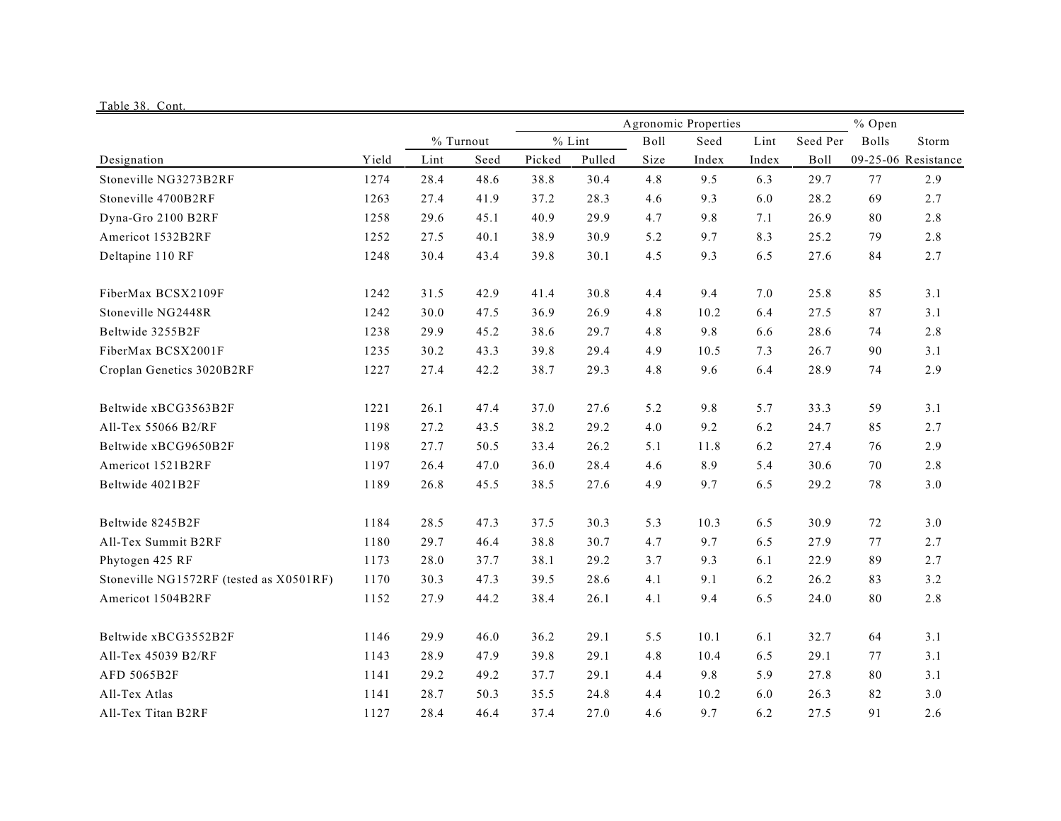Table 38. Cont.

| Designation | Yield | % Turnout | | Agronomic Properties | | | | | | % Open | Storm |
|---|---|---|---|---|---|---|---|---|---|---|---|
| | | | | % Lint | | Boll | Seed | Lint | Seed Per | Bolls | Storm |
| | | Lint | Seed | Picked | Pulled | Size | Index | Index | Boll | 09-25-06 | Resistance |
| Stoneville NG3273B2RF | 1274 | 28.4 | 48.6 | 38.8 | 30.4 | 4.8 | 9.5 | 6.3 | 29.7 | 77 | 2.9 |
| Stoneville 4700B2RF | 1263 | 27.4 | 41.9 | 37.2 | 28.3 | 4.6 | 9.3 | 6.0 | 28.2 | 69 | 2.7 |
| Dyna-Gro 2100 B2RF | 1258 | 29.6 | 45.1 | 40.9 | 29.9 | 4.7 | 9.8 | 7.1 | 26.9 | 80 | 2.8 |
| Americot 1532B2RF | 1252 | 27.5 | 40.1 | 38.9 | 30.9 | 5.2 | 9.7 | 8.3 | 25.2 | 79 | 2.8 |
| Deltapine 110 RF | 1248 | 30.4 | 43.4 | 39.8 | 30.1 | 4.5 | 9.3 | 6.5 | 27.6 | 84 | 2.7 |
| FiberMax BCSX2109F | 1242 | 31.5 | 42.9 | 41.4 | 30.8 | 4.4 | 9.4 | 7.0 | 25.8 | 85 | 3.1 |
| Stoneville NG2448R | 1242 | 30.0 | 47.5 | 36.9 | 26.9 | 4.8 | 10.2 | 6.4 | 27.5 | 87 | 3.1 |
| Beltwide 3255B2F | 1238 | 29.9 | 45.2 | 38.6 | 29.7 | 4.8 | 9.8 | 6.6 | 28.6 | 74 | 2.8 |
| FiberMax BCSX2001F | 1235 | 30.2 | 43.3 | 39.8 | 29.4 | 4.9 | 10.5 | 7.3 | 26.7 | 90 | 3.1 |
| Croplan Genetics 3020B2RF | 1227 | 27.4 | 42.2 | 38.7 | 29.3 | 4.8 | 9.6 | 6.4 | 28.9 | 74 | 2.9 |
| Beltwide xBCG3563B2F | 1221 | 26.1 | 47.4 | 37.0 | 27.6 | 5.2 | 9.8 | 5.7 | 33.3 | 59 | 3.1 |
| All-Tex 55066 B2/RF | 1198 | 27.2 | 43.5 | 38.2 | 29.2 | 4.0 | 9.2 | 6.2 | 24.7 | 85 | 2.7 |
| Beltwide xBCG9650B2F | 1198 | 27.7 | 50.5 | 33.4 | 26.2 | 5.1 | 11.8 | 6.2 | 27.4 | 76 | 2.9 |
| Americot 1521B2RF | 1197 | 26.4 | 47.0 | 36.0 | 28.4 | 4.6 | 8.9 | 5.4 | 30.6 | 70 | 2.8 |
| Beltwide 4021B2F | 1189 | 26.8 | 45.5 | 38.5 | 27.6 | 4.9 | 9.7 | 6.5 | 29.2 | 78 | 3.0 |
| Beltwide 8245B2F | 1184 | 28.5 | 47.3 | 37.5 | 30.3 | 5.3 | 10.3 | 6.5 | 30.9 | 72 | 3.0 |
| All-Tex Summit B2RF | 1180 | 29.7 | 46.4 | 38.8 | 30.7 | 4.7 | 9.7 | 6.5 | 27.9 | 77 | 2.7 |
| Phytogen 425 RF | 1173 | 28.0 | 37.7 | 38.1 | 29.2 | 3.7 | 9.3 | 6.1 | 22.9 | 89 | 2.7 |
| Stoneville NG1572RF (tested as X0501RF) | 1170 | 30.3 | 47.3 | 39.5 | 28.6 | 4.1 | 9.1 | 6.2 | 26.2 | 83 | 3.2 |
| Americot 1504B2RF | 1152 | 27.9 | 44.2 | 38.4 | 26.1 | 4.1 | 9.4 | 6.5 | 24.0 | 80 | 2.8 |
| Beltwide xBCG3552B2F | 1146 | 29.9 | 46.0 | 36.2 | 29.1 | 5.5 | 10.1 | 6.1 | 32.7 | 64 | 3.1 |
| All-Tex 45039 B2/RF | 1143 | 28.9 | 47.9 | 39.8 | 29.1 | 4.8 | 10.4 | 6.5 | 29.1 | 77 | 3.1 |
| AFD 5065B2F | 1141 | 29.2 | 49.2 | 37.7 | 29.1 | 4.4 | 9.8 | 5.9 | 27.8 | 80 | 3.1 |
| All-Tex Atlas | 1141 | 28.7 | 50.3 | 35.5 | 24.8 | 4.4 | 10.2 | 6.0 | 26.3 | 82 | 3.0 |
| All-Tex Titan B2RF | 1127 | 28.4 | 46.4 | 37.4 | 27.0 | 4.6 | 9.7 | 6.2 | 27.5 | 91 | 2.6 |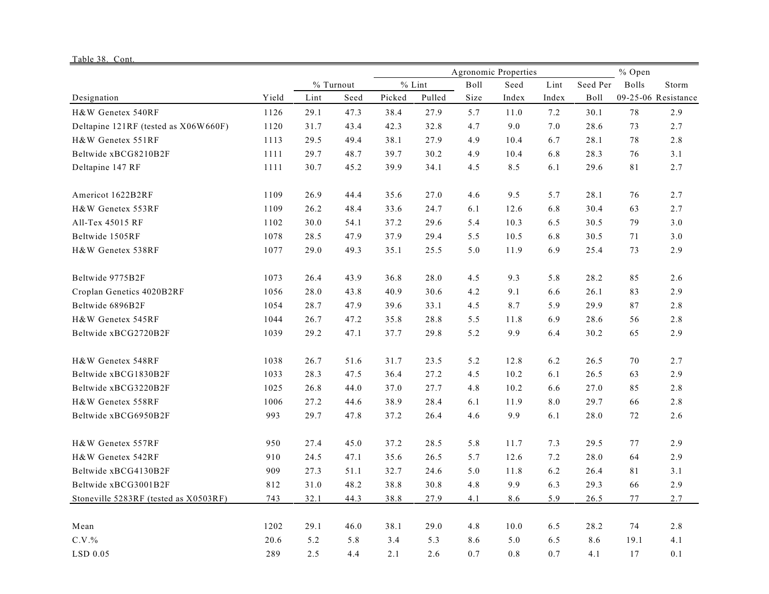Table 38. Cont.

| | | | | Agronomic Properties | | | | | | % Open | |
|---|---|---|---|---|---|---|---|---|---|---|---|
| | | % Turnout | | % Lint | | Boll | Seed | Lint | Seed Per | Bolls | Storm |
| Designation | Yield | Lint | Seed | Picked | Pulled | Size | Index | Index | Boll | 09-25-06 | Resistance |
| H&W Genetex 540RF | 1126 | 29.1 | 47.3 | 38.4 | 27.9 | 5.7 | 11.0 | 7.2 | 30.1 | 78 | 2.9 |
| Deltapine 121RF (tested as X06W660F) | 1120 | 31.7 | 43.4 | 42.3 | 32.8 | 4.7 | 9.0 | 7.0 | 28.6 | 73 | 2.7 |
| H&W Genetex 551RF | 1113 | 29.5 | 49.4 | 38.1 | 27.9 | 4.9 | 10.4 | 6.7 | 28.1 | 78 | 2.8 |
| Beltwide xBCG8210B2F | 1111 | 29.7 | 48.7 | 39.7 | 30.2 | 4.9 | 10.4 | 6.8 | 28.3 | 76 | 3.1 |
| Deltapine 147 RF | 1111 | 30.7 | 45.2 | 39.9 | 34.1 | 4.5 | 8.5 | 6.1 | 29.6 | 81 | 2.7 |
| Americot 1622B2RF | 1109 | 26.9 | 44.4 | 35.6 | 27.0 | 4.6 | 9.5 | 5.7 | 28.1 | 76 | 2.7 |
| H&W Genetex 553RF | 1109 | 26.2 | 48.4 | 33.6 | 24.7 | 6.1 | 12.6 | 6.8 | 30.4 | 63 | 2.7 |
| All-Tex 45015 RF | 1102 | 30.0 | 54.1 | 37.2 | 29.6 | 5.4 | 10.3 | 6.5 | 30.5 | 79 | 3.0 |
| Beltwide 1505RF | 1078 | 28.5 | 47.9 | 37.9 | 29.4 | 5.5 | 10.5 | 6.8 | 30.5 | 71 | 3.0 |
| H&W Genetex 538RF | 1077 | 29.0 | 49.3 | 35.1 | 25.5 | 5.0 | 11.9 | 6.9 | 25.4 | 73 | 2.9 |
| Beltwide 9775B2F | 1073 | 26.4 | 43.9 | 36.8 | 28.0 | 4.5 | 9.3 | 5.8 | 28.2 | 85 | 2.6 |
| Croplan Genetics 4020B2RF | 1056 | 28.0 | 43.8 | 40.9 | 30.6 | 4.2 | 9.1 | 6.6 | 26.1 | 83 | 2.9 |
| Beltwide 6896B2F | 1054 | 28.7 | 47.9 | 39.6 | 33.1 | 4.5 | 8.7 | 5.9 | 29.9 | 87 | 2.8 |
| H&W Genetex 545RF | 1044 | 26.7 | 47.2 | 35.8 | 28.8 | 5.5 | 11.8 | 6.9 | 28.6 | 56 | 2.8 |
| Beltwide xBCG2720B2F | 1039 | 29.2 | 47.1 | 37.7 | 29.8 | 5.2 | 9.9 | 6.4 | 30.2 | 65 | 2.9 |
| H&W Genetex 548RF | 1038 | 26.7 | 51.6 | 31.7 | 23.5 | 5.2 | 12.8 | 6.2 | 26.5 | 70 | 2.7 |
| Beltwide xBCG1830B2F | 1033 | 28.3 | 47.5 | 36.4 | 27.2 | 4.5 | 10.2 | 6.1 | 26.5 | 63 | 2.9 |
| Beltwide xBCG3220B2F | 1025 | 26.8 | 44.0 | 37.0 | 27.7 | 4.8 | 10.2 | 6.6 | 27.0 | 85 | 2.8 |
| H&W Genetex 558RF | 1006 | 27.2 | 44.6 | 38.9 | 28.4 | 6.1 | 11.9 | 8.0 | 29.7 | 66 | 2.8 |
| Beltwide xBCG6950B2F | 993 | 29.7 | 47.8 | 37.2 | 26.4 | 4.6 | 9.9 | 6.1 | 28.0 | 72 | 2.6 |
| H&W Genetex 557RF | 950 | 27.4 | 45.0 | 37.2 | 28.5 | 5.8 | 11.7 | 7.3 | 29.5 | 77 | 2.9 |
| H&W Genetex 542RF | 910 | 24.5 | 47.1 | 35.6 | 26.5 | 5.7 | 12.6 | 7.2 | 28.0 | 64 | 2.9 |
| Beltwide xBCG4130B2F | 909 | 27.3 | 51.1 | 32.7 | 24.6 | 5.0 | 11.8 | 6.2 | 26.4 | 81 | 3.1 |
| Beltwide xBCG3001B2F | 812 | 31.0 | 48.2 | 38.8 | 30.8 | 4.8 | 9.9 | 6.3 | 29.3 | 66 | 2.9 |
| Stoneville 5283RF (tested as X0503RF) | 743 | 32.1 | 44.3 | 38.8 | 27.9 | 4.1 | 8.6 | 5.9 | 26.5 | 77 | 2.7 |
| Mean | 1202 | 29.1 | 46.0 | 38.1 | 29.0 | 4.8 | 10.0 | 6.5 | 28.2 | 74 | 2.8 |
| C.V.% | 20.6 | 5.2 | 5.8 | 3.4 | 5.3 | 8.6 | 5.0 | 6.5 | 8.6 | 19.1 | 4.1 |
| LSD 0.05 | 289 | 2.5 | 4.4 | 2.1 | 2.6 | 0.7 | 0.8 | 0.7 | 4.1 | 17 | 0.1 |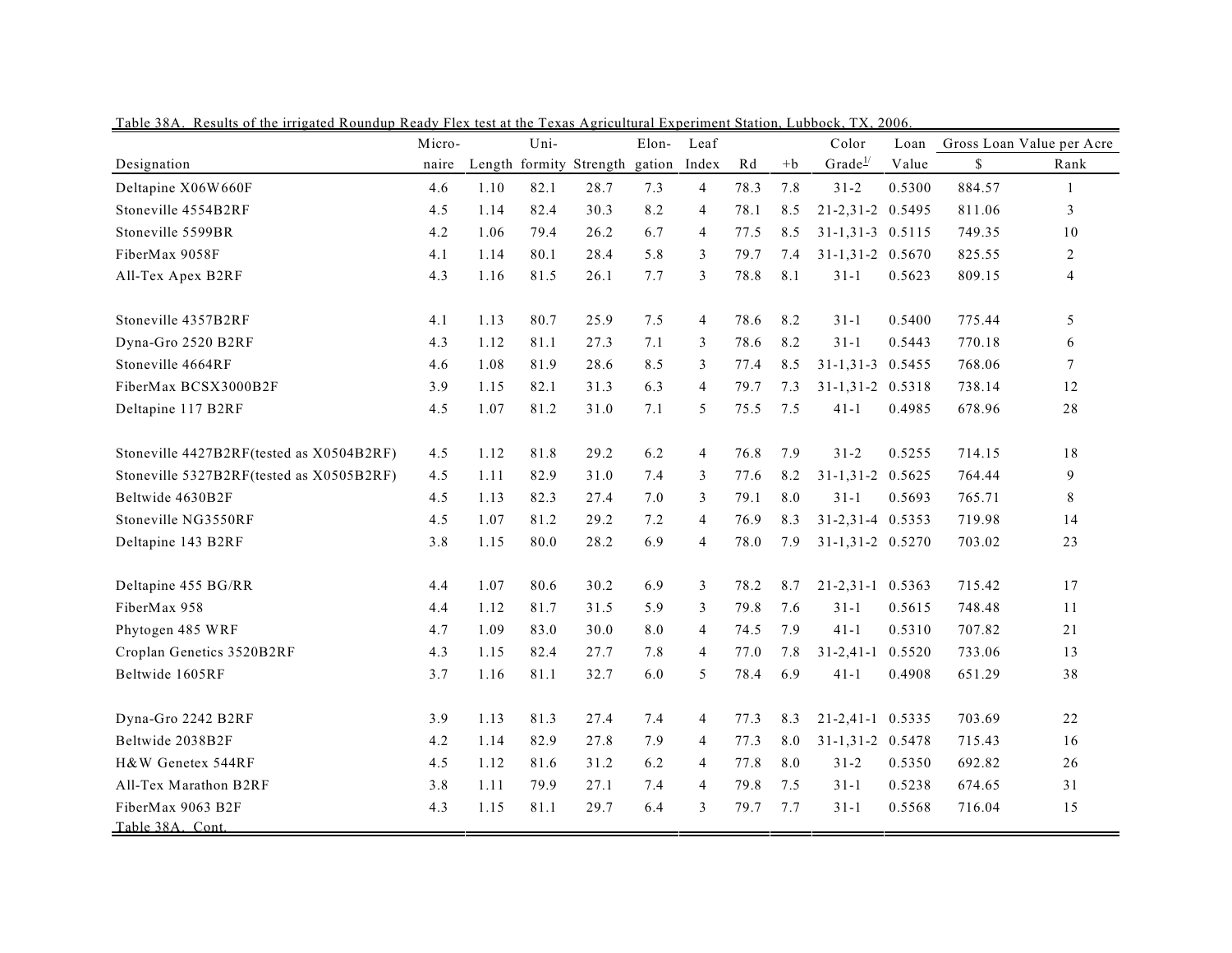Table 38A. Results of the irrigated Roundup Ready Flex test at the Texas Agricultural Experiment Station, Lubbock, TX, 2006.

| Designation | Micronaire | Length | Uniformity | Strength | Elongation | Leaf Index | Rd | +b | Color Grade[1/] | Loan Value | Gross Loan Value per Acre $ | Rank |
|---|---|---|---|---|---|---|---|---|---|---|---|---|
| Deltapine X06W660F | 4.6 | 1.10 | 82.1 | 28.7 | 7.3 | 4 | 78.3 | 7.8 | 31-2 | 0.5300 | 884.57 | 1 |
| Stoneville 4554B2RF | 4.5 | 1.14 | 82.4 | 30.3 | 8.2 | 4 | 78.1 | 8.5 | 21-2,31-2 | 0.5495 | 811.06 | 3 |
| Stoneville 5599BR | 4.2 | 1.06 | 79.4 | 26.2 | 6.7 | 4 | 77.5 | 8.5 | 31-1,31-3 | 0.5115 | 749.35 | 10 |
| FiberMax 9058F | 4.1 | 1.14 | 80.1 | 28.4 | 5.8 | 3 | 79.7 | 7.4 | 31-1,31-2 | 0.5670 | 825.55 | 2 |
| All-Tex Apex B2RF | 4.3 | 1.16 | 81.5 | 26.1 | 7.7 | 3 | 78.8 | 8.1 | 31-1 | 0.5623 | 809.15 | 4 |
| Stoneville 4357B2RF | 4.1 | 1.13 | 80.7 | 25.9 | 7.5 | 4 | 78.6 | 8.2 | 31-1 | 0.5400 | 775.44 | 5 |
| Dyna-Gro 2520 B2RF | 4.3 | 1.12 | 81.1 | 27.3 | 7.1 | 3 | 78.6 | 8.2 | 31-1 | 0.5443 | 770.18 | 6 |
| Stoneville 4664RF | 4.6 | 1.08 | 81.9 | 28.6 | 8.5 | 3 | 77.4 | 8.5 | 31-1,31-3 | 0.5455 | 768.06 | 7 |
| FiberMax BCSX3000B2F | 3.9 | 1.15 | 82.1 | 31.3 | 6.3 | 4 | 79.7 | 7.3 | 31-1,31-2 | 0.5318 | 738.14 | 12 |
| Deltapine 117 B2RF | 4.5 | 1.07 | 81.2 | 31.0 | 7.1 | 5 | 75.5 | 7.5 | 41-1 | 0.4985 | 678.96 | 28 |
| Stoneville 4427B2RF(tested as X0504B2RF) | 4.5 | 1.12 | 81.8 | 29.2 | 6.2 | 4 | 76.8 | 7.9 | 31-2 | 0.5255 | 714.15 | 18 |
| Stoneville 5327B2RF(tested as X0505B2RF) | 4.5 | 1.11 | 82.9 | 31.0 | 7.4 | 3 | 77.6 | 8.2 | 31-1,31-2 | 0.5625 | 764.44 | 9 |
| Beltwide 4630B2F | 4.5 | 1.13 | 82.3 | 27.4 | 7.0 | 3 | 79.1 | 8.0 | 31-1 | 0.5693 | 765.71 | 8 |
| Stoneville NG3550RF | 4.5 | 1.07 | 81.2 | 29.2 | 7.2 | 4 | 76.9 | 8.3 | 31-2,31-4 | 0.5353 | 719.98 | 14 |
| Deltapine 143 B2RF | 3.8 | 1.15 | 80.0 | 28.2 | 6.9 | 4 | 78.0 | 7.9 | 31-1,31-2 | 0.5270 | 703.02 | 23 |
| Deltapine 455 BG/RR | 4.4 | 1.07 | 80.6 | 30.2 | 6.9 | 3 | 78.2 | 8.7 | 21-2,31-1 | 0.5363 | 715.42 | 17 |
| FiberMax 958 | 4.4 | 1.12 | 81.7 | 31.5 | 5.9 | 3 | 79.8 | 7.6 | 31-1 | 0.5615 | 748.48 | 11 |
| Phytogen 485 WRF | 4.7 | 1.09 | 83.0 | 30.0 | 8.0 | 4 | 74.5 | 7.9 | 41-1 | 0.5310 | 707.82 | 21 |
| Croplan Genetics 3520B2RF | 4.3 | 1.15 | 82.4 | 27.7 | 7.8 | 4 | 77.0 | 7.8 | 31-2,41-1 | 0.5520 | 733.06 | 13 |
| Beltwide 1605RF | 3.7 | 1.16 | 81.1 | 32.7 | 6.0 | 5 | 78.4 | 6.9 | 41-1 | 0.4908 | 651.29 | 38 |
| Dyna-Gro 2242 B2RF | 3.9 | 1.13 | 81.3 | 27.4 | 7.4 | 4 | 77.3 | 8.3 | 21-2,41-1 | 0.5335 | 703.69 | 22 |
| Beltwide 2038B2F | 4.2 | 1.14 | 82.9 | 27.8 | 7.9 | 4 | 77.3 | 8.0 | 31-1,31-2 | 0.5478 | 715.43 | 16 |
| H&W Genetex 544RF | 4.5 | 1.12 | 81.6 | 31.2 | 6.2 | 4 | 77.8 | 8.0 | 31-2 | 0.5350 | 692.82 | 26 |
| All-Tex Marathon B2RF | 3.8 | 1.11 | 79.9 | 27.1 | 7.4 | 4 | 79.8 | 7.5 | 31-1 | 0.5238 | 674.65 | 31 |
| FiberMax 9063 B2F | 4.3 | 1.15 | 81.1 | 29.7 | 6.4 | 3 | 79.7 | 7.7 | 31-1 | 0.5568 | 716.04 | 15 |

Table 38A. Cont.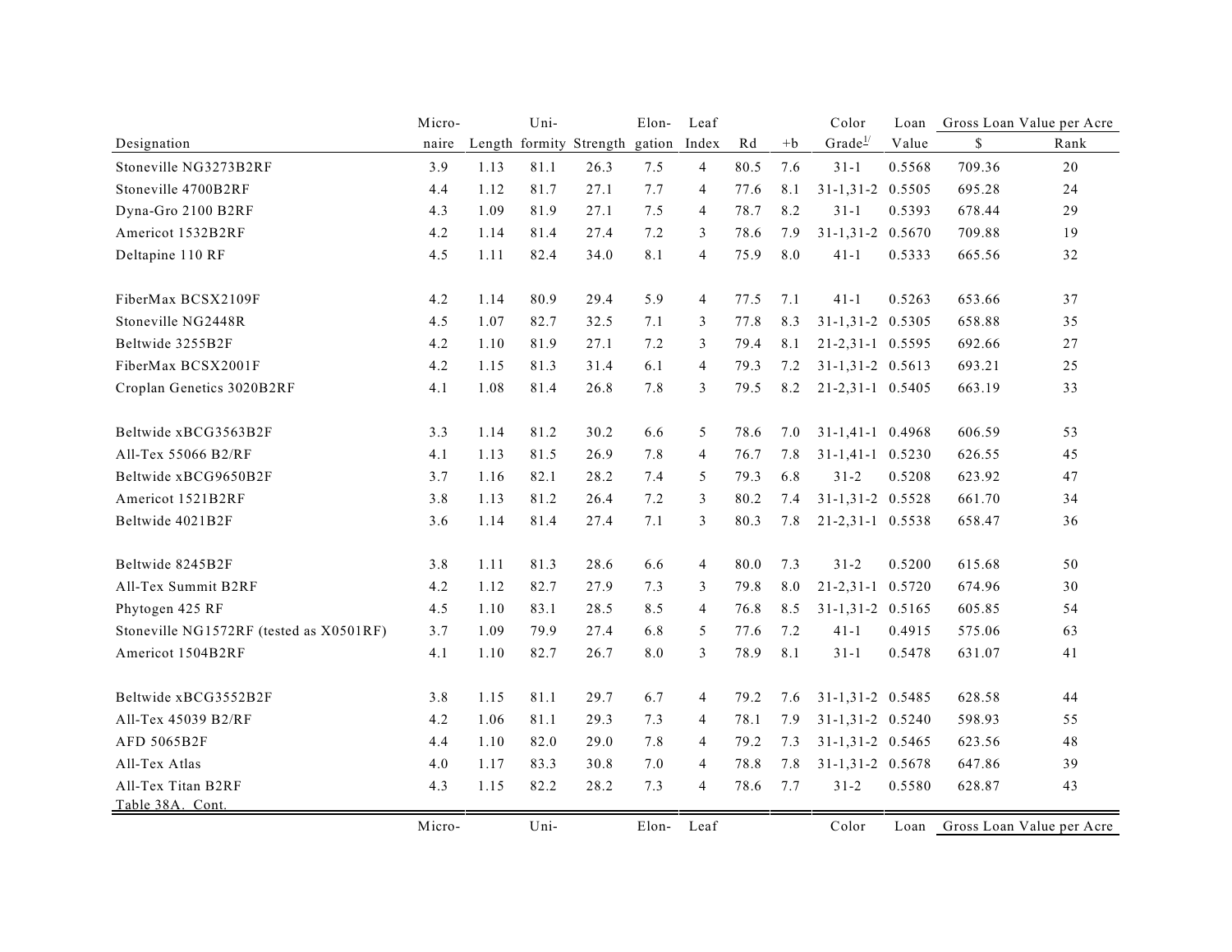| Designation | Micro- naire | Length | Uni- formity | Strength | Elon- gation | Leaf Index | Rd | +b | Color Grade[1/] | Loan Value | Gross Loan Value per Acre $ | Rank |
|---|---|---|---|---|---|---|---|---|---|---|---|---|
| Stoneville NG3273B2RF | 3.9 | 1.13 | 81.1 | 26.3 | 7.5 | 4 | 80.5 | 7.6 | 31-1 | 0.5568 | 709.36 | 20 |
| Stoneville 4700B2RF | 4.4 | 1.12 | 81.7 | 27.1 | 7.7 | 4 | 77.6 | 8.1 | 31-1,31-2 | 0.5505 | 695.28 | 24 |
| Dyna-Gro 2100 B2RF | 4.3 | 1.09 | 81.9 | 27.1 | 7.5 | 4 | 78.7 | 8.2 | 31-1 | 0.5393 | 678.44 | 29 |
| Americot 1532B2RF | 4.2 | 1.14 | 81.4 | 27.4 | 7.2 | 3 | 78.6 | 7.9 | 31-1,31-2 | 0.5670 | 709.88 | 19 |
| Deltapine 110 RF | 4.5 | 1.11 | 82.4 | 34.0 | 8.1 | 4 | 75.9 | 8.0 | 41-1 | 0.5333 | 665.56 | 32 |
| FiberMax BCSX2109F | 4.2 | 1.14 | 80.9 | 29.4 | 5.9 | 4 | 77.5 | 7.1 | 41-1 | 0.5263 | 653.66 | 37 |
| Stoneville NG2448R | 4.5 | 1.07 | 82.7 | 32.5 | 7.1 | 3 | 77.8 | 8.3 | 31-1,31-2 | 0.5305 | 658.88 | 35 |
| Beltwide 3255B2F | 4.2 | 1.10 | 81.9 | 27.1 | 7.2 | 3 | 79.4 | 8.1 | 21-2,31-1 | 0.5595 | 692.66 | 27 |
| FiberMax BCSX2001F | 4.2 | 1.15 | 81.3 | 31.4 | 6.1 | 4 | 79.3 | 7.2 | 31-1,31-2 | 0.5613 | 693.21 | 25 |
| Croplan Genetics 3020B2RF | 4.1 | 1.08 | 81.4 | 26.8 | 7.8 | 3 | 79.5 | 8.2 | 21-2,31-1 | 0.5405 | 663.19 | 33 |
| Beltwide xBCG3563B2F | 3.3 | 1.14 | 81.2 | 30.2 | 6.6 | 5 | 78.6 | 7.0 | 31-1,41-1 | 0.4968 | 606.59 | 53 |
| All-Tex 55066 B2/RF | 4.1 | 1.13 | 81.5 | 26.9 | 7.8 | 4 | 76.7 | 7.8 | 31-1,41-1 | 0.5230 | 626.55 | 45 |
| Beltwide xBCG9650B2F | 3.7 | 1.16 | 82.1 | 28.2 | 7.4 | 5 | 79.3 | 6.8 | 31-2 | 0.5208 | 623.92 | 47 |
| Americot 1521B2RF | 3.8 | 1.13 | 81.2 | 26.4 | 7.2 | 3 | 80.2 | 7.4 | 31-1,31-2 | 0.5528 | 661.70 | 34 |
| Beltwide 4021B2F | 3.6 | 1.14 | 81.4 | 27.4 | 7.1 | 3 | 80.3 | 7.8 | 21-2,31-1 | 0.5538 | 658.47 | 36 |
| Beltwide 8245B2F | 3.8 | 1.11 | 81.3 | 28.6 | 6.6 | 4 | 80.0 | 7.3 | 31-2 | 0.5200 | 615.68 | 50 |
| All-Tex Summit B2RF | 4.2 | 1.12 | 82.7 | 27.9 | 7.3 | 3 | 79.8 | 8.0 | 21-2,31-1 | 0.5720 | 674.96 | 30 |
| Phytogen 425 RF | 4.5 | 1.10 | 83.1 | 28.5 | 8.5 | 4 | 76.8 | 8.5 | 31-1,31-2 | 0.5165 | 605.85 | 54 |
| Stoneville NG1572RF (tested as X0501RF) | 3.7 | 1.09 | 79.9 | 27.4 | 6.8 | 5 | 77.6 | 7.2 | 41-1 | 0.4915 | 575.06 | 63 |
| Americot 1504B2RF | 4.1 | 1.10 | 82.7 | 26.7 | 8.0 | 3 | 78.9 | 8.1 | 31-1 | 0.5478 | 631.07 | 41 |
| Beltwide xBCG3552B2F | 3.8 | 1.15 | 81.1 | 29.7 | 6.7 | 4 | 79.2 | 7.6 | 31-1,31-2 | 0.5485 | 628.58 | 44 |
| All-Tex 45039 B2/RF | 4.2 | 1.06 | 81.1 | 29.3 | 7.3 | 4 | 78.1 | 7.9 | 31-1,31-2 | 0.5240 | 598.93 | 55 |
| AFD 5065B2F | 4.4 | 1.10 | 82.0 | 29.0 | 7.8 | 4 | 79.2 | 7.3 | 31-1,31-2 | 0.5465 | 623.56 | 48 |
| All-Tex Atlas | 4.0 | 1.17 | 83.3 | 30.8 | 7.0 | 4 | 78.8 | 7.8 | 31-1,31-2 | 0.5678 | 647.86 | 39 |
| All-Tex Titan B2RF | 4.3 | 1.15 | 82.2 | 28.2 | 7.3 | 4 | 78.6 | 7.7 | 31-2 | 0.5580 | 628.87 | 43 |

Table 38A. Cont.

| | Micro- | | Uni- | | Elon- | Leaf | | | Color | Loan | Gross Loan Value per Acre | |
|---|---|---|---|---|---|---|---|---|---|---|---|---|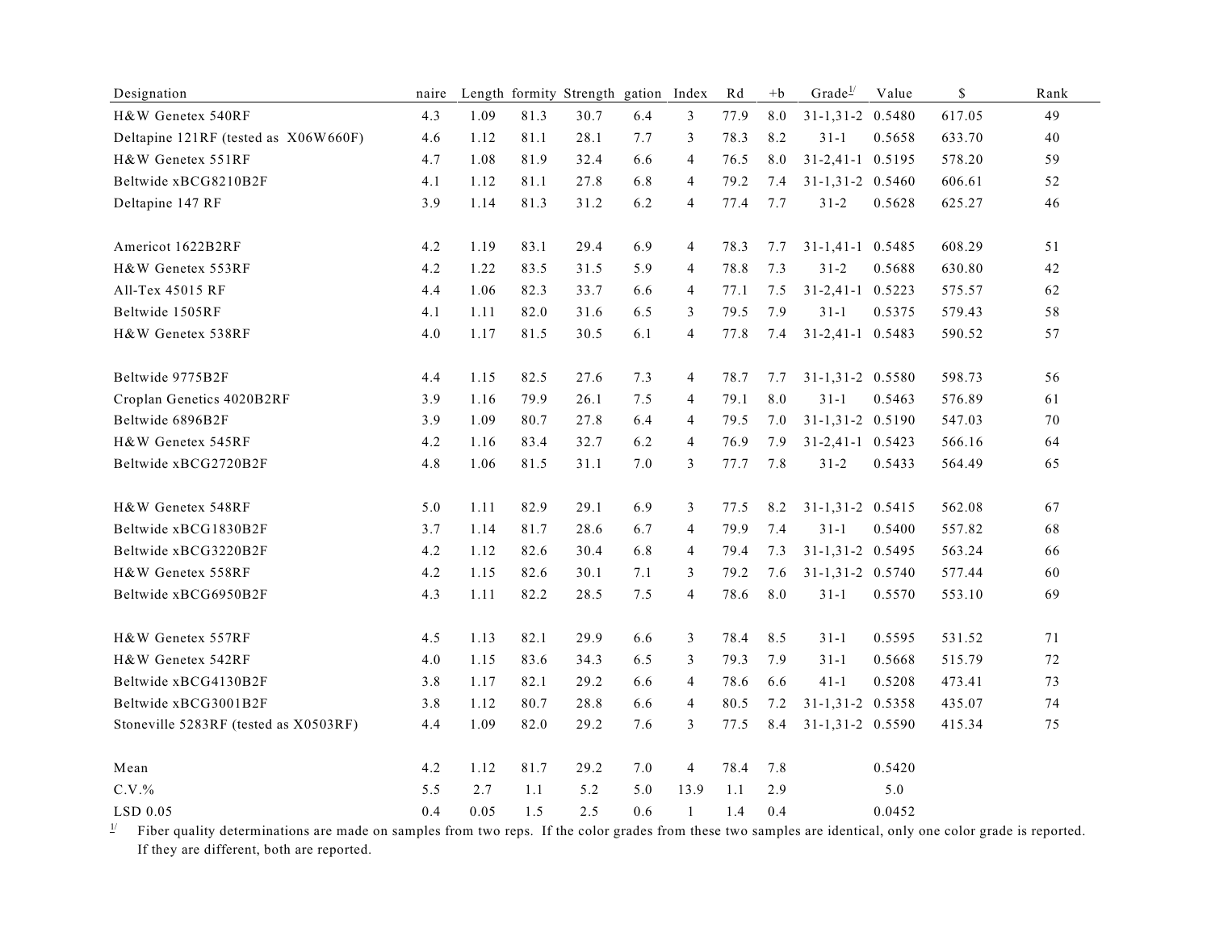| Designation | naire | Length | formity | Strength | gation | Index | Rd | +b | Grade[1/] | Value | $ | Rank |
|---|---|---|---|---|---|---|---|---|---|---|---|---|
| H&W Genetex 540RF | 4.3 | 1.09 | 81.3 | 30.7 | 6.4 | 3 | 77.9 | 8.0 | 31-1,31-2 | 0.5480 | 617.05 | 49 |
| Deltapine 121RF (tested as X06W660F) | 4.6 | 1.12 | 81.1 | 28.1 | 7.7 | 3 | 78.3 | 8.2 | 31-1 | 0.5658 | 633.70 | 40 |
| H&W Genetex 551RF | 4.7 | 1.08 | 81.9 | 32.4 | 6.6 | 4 | 76.5 | 8.0 | 31-2,41-1 | 0.5195 | 578.20 | 59 |
| Beltwide xBCG8210B2F | 4.1 | 1.12 | 81.1 | 27.8 | 6.8 | 4 | 79.2 | 7.4 | 31-1,31-2 | 0.5460 | 606.61 | 52 |
| Deltapine 147 RF | 3.9 | 1.14 | 81.3 | 31.2 | 6.2 | 4 | 77.4 | 7.7 | 31-2 | 0.5628 | 625.27 | 46 |
| Americot 1622B2RF | 4.2 | 1.19 | 83.1 | 29.4 | 6.9 | 4 | 78.3 | 7.7 | 31-1,41-1 | 0.5485 | 608.29 | 51 |
| H&W Genetex 553RF | 4.2 | 1.22 | 83.5 | 31.5 | 5.9 | 4 | 78.8 | 7.3 | 31-2 | 0.5688 | 630.80 | 42 |
| All-Tex 45015 RF | 4.4 | 1.06 | 82.3 | 33.7 | 6.6 | 4 | 77.1 | 7.5 | 31-2,41-1 | 0.5223 | 575.57 | 62 |
| Beltwide 1505RF | 4.1 | 1.11 | 82.0 | 31.6 | 6.5 | 3 | 79.5 | 7.9 | 31-1 | 0.5375 | 579.43 | 58 |
| H&W Genetex 538RF | 4.0 | 1.17 | 81.5 | 30.5 | 6.1 | 4 | 77.8 | 7.4 | 31-2,41-1 | 0.5483 | 590.52 | 57 |
| Beltwide 9775B2F | 4.4 | 1.15 | 82.5 | 27.6 | 7.3 | 4 | 78.7 | 7.7 | 31-1,31-2 | 0.5580 | 598.73 | 56 |
| Croplan Genetics 4020B2RF | 3.9 | 1.16 | 79.9 | 26.1 | 7.5 | 4 | 79.1 | 8.0 | 31-1 | 0.5463 | 576.89 | 61 |
| Beltwide 6896B2F | 3.9 | 1.09 | 80.7 | 27.8 | 6.4 | 4 | 79.5 | 7.0 | 31-1,31-2 | 0.5190 | 547.03 | 70 |
| H&W Genetex 545RF | 4.2 | 1.16 | 83.4 | 32.7 | 6.2 | 4 | 76.9 | 7.9 | 31-2,41-1 | 0.5423 | 566.16 | 64 |
| Beltwide xBCG2720B2F | 4.8 | 1.06 | 81.5 | 31.1 | 7.0 | 3 | 77.7 | 7.8 | 31-2 | 0.5433 | 564.49 | 65 |
| H&W Genetex 548RF | 5.0 | 1.11 | 82.9 | 29.1 | 6.9 | 3 | 77.5 | 8.2 | 31-1,31-2 | 0.5415 | 562.08 | 67 |
| Beltwide xBCG1830B2F | 3.7 | 1.14 | 81.7 | 28.6 | 6.7 | 4 | 79.9 | 7.4 | 31-1 | 0.5400 | 557.82 | 68 |
| Beltwide xBCG3220B2F | 4.2 | 1.12 | 82.6 | 30.4 | 6.8 | 4 | 79.4 | 7.3 | 31-1,31-2 | 0.5495 | 563.24 | 66 |
| H&W Genetex 558RF | 4.2 | 1.15 | 82.6 | 30.1 | 7.1 | 3 | 79.2 | 7.6 | 31-1,31-2 | 0.5740 | 577.44 | 60 |
| Beltwide xBCG6950B2F | 4.3 | 1.11 | 82.2 | 28.5 | 7.5 | 4 | 78.6 | 8.0 | 31-1 | 0.5570 | 553.10 | 69 |
| H&W Genetex 557RF | 4.5 | 1.13 | 82.1 | 29.9 | 6.6 | 3 | 78.4 | 8.5 | 31-1 | 0.5595 | 531.52 | 71 |
| H&W Genetex 542RF | 4.0 | 1.15 | 83.6 | 34.3 | 6.5 | 3 | 79.3 | 7.9 | 31-1 | 0.5668 | 515.79 | 72 |
| Beltwide xBCG4130B2F | 3.8 | 1.17 | 82.1 | 29.2 | 6.6 | 4 | 78.6 | 6.6 | 41-1 | 0.5208 | 473.41 | 73 |
| Beltwide xBCG3001B2F | 3.8 | 1.12 | 80.7 | 28.8 | 6.6 | 4 | 80.5 | 7.2 | 31-1,31-2 | 0.5358 | 435.07 | 74 |
| Stoneville 5283RF (tested as X0503RF) | 4.4 | 1.09 | 82.0 | 29.2 | 7.6 | 3 | 77.5 | 8.4 | 31-1,31-2 | 0.5590 | 415.34 | 75 |
| Mean | 4.2 | 1.12 | 81.7 | 29.2 | 7.0 | 4 | 78.4 | 7.8 | | 0.5420 | | |
| C.V.% | 5.5 | 2.7 | 1.1 | 5.2 | 5.0 | 13.9 | 1.1 | 2.9 | | 5.0 | | |
| LSD 0.05 | 0.4 | 0.05 | 1.5 | 2.5 | 0.6 | 1 | 1.4 | 0.4 | | 0.0452 | | |

[1/] Fiber quality determinations are made on samples from two reps. If the color grades from these two samples are identical, only one color grade is reported. If they are different, both are reported.